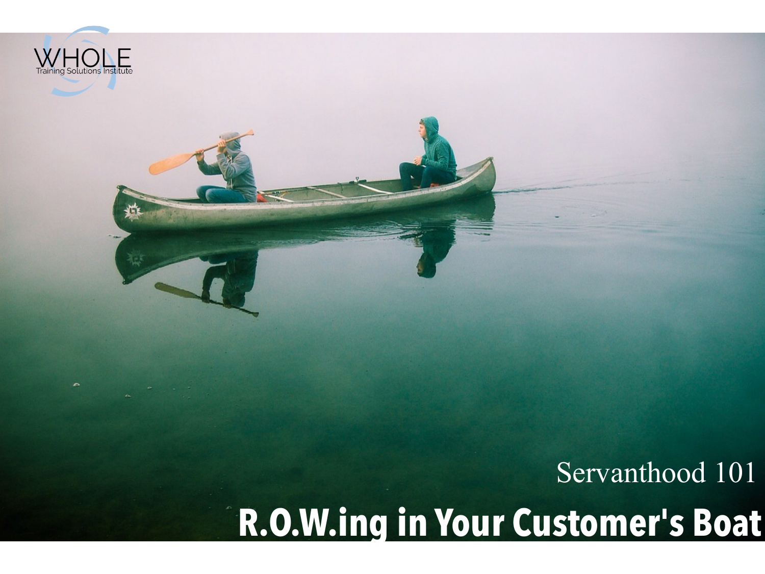WHOLE
Training Solutions Institute

Servanthood 101

# R.O.W.ing in Your Customer's Boat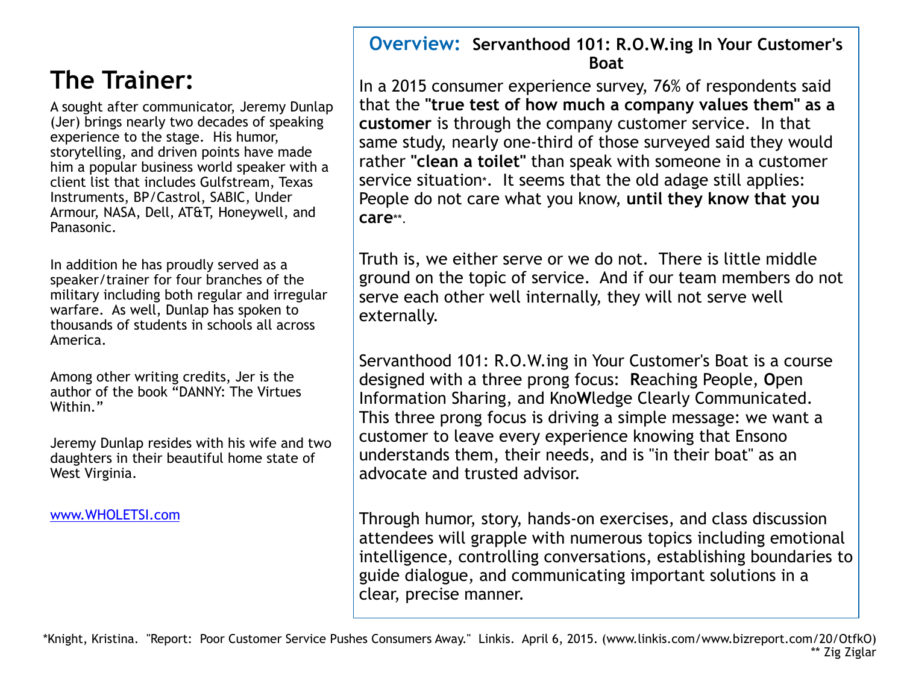# The Trainer:

A sought after communicator, Jeremy Dunlap (Jer) brings nearly two decades of speaking experience to the stage. His humor, storytelling, and driven points have made him a popular business world speaker with a client list that includes Gulfstream, Texas Instruments, BP/Castrol, SABIC, Under Armour, NASA, Dell, AT&T, Honeywell, and Panasonic.

In addition he has proudly served as a speaker/trainer for four branches of the military including both regular and irregular warfare. As well, Dunlap has spoken to thousands of students in schools all across America.

Among other writing credits, Jer is the author of the book "DANNY: The Virtues Within."

Jeremy Dunlap resides with his wife and two daughters in their beautiful home state of West Virginia.

www.WHOLETSI.com

## Overview: Servanthood 101: R.O.W.ing In Your Customer's Boat

In a 2015 consumer experience survey, 76% of respondents said that the **"true test of how much a company values them" as a customer** is through the company customer service. In that same study, nearly one-third of those surveyed said they would rather **"clean a toilet"** than speak with someone in a customer service situation*. It seems that the old adage still applies: People do not care what you know, **until they know that you care****.

Truth is, we either serve or we do not. There is little middle ground on the topic of service. And if our team members do not serve each other well internally, they will not serve well externally.

Servanthood 101: R.O.W.ing in Your Customer's Boat is a course designed with a three prong focus: **R**eaching People, **O**pen Information Sharing, and Kno**W**ledge Clearly Communicated. This three prong focus is driving a simple message: we want a customer to leave every experience knowing that Ensono understands them, their needs, and is "in their boat" as an advocate and trusted advisor.

Through humor, story, hands-on exercises, and class discussion attendees will grapple with numerous topics including emotional intelligence, controlling conversations, establishing boundaries to guide dialogue, and communicating important solutions in a clear, precise manner.

*Knight, Kristina. "Report: Poor Customer Service Pushes Consumers Away." Linkis. April 6, 2015. (www.linkis.com/www.bizreport.com/20/OtfkO)
** Zig Ziglar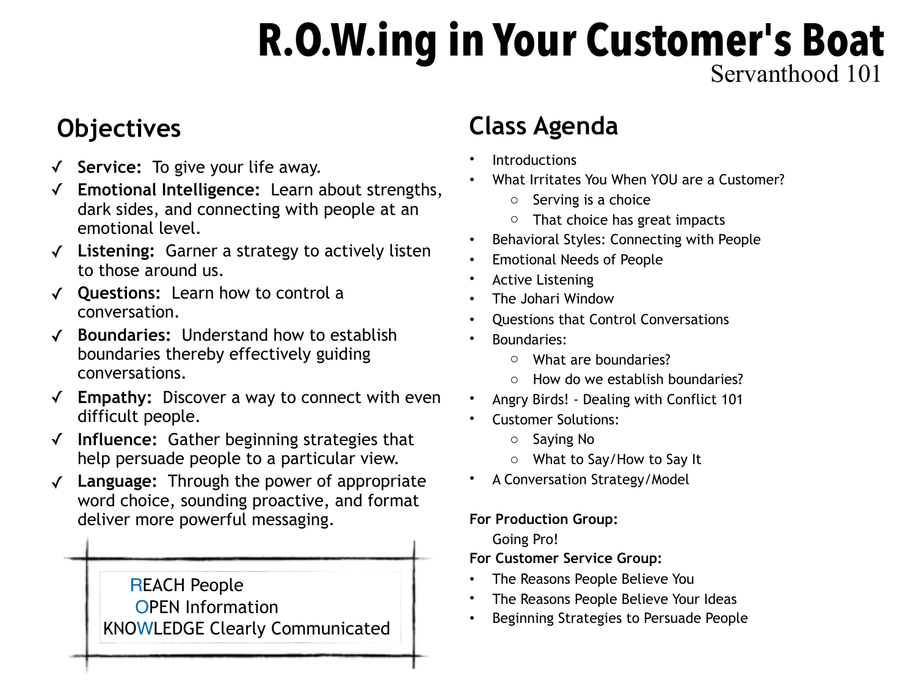# R.O.W.ing in Your Customer's Boat

Servanthood 101

## Objectives

- ✓ **Service:** To give your life away.
- ✓ **Emotional Intelligence:** Learn about strengths, dark sides, and connecting with people at an emotional level.
- ✓ **Listening:** Garner a strategy to actively listen to those around us.
- ✓ **Questions:** Learn how to control a conversation.
- ✓ **Boundaries:** Understand how to establish boundaries thereby effectively guiding conversations.
- ✓ **Empathy:** Discover a way to connect with even difficult people.
- ✓ **Influence:** Gather beginning strategies that help persuade people to a particular view.
- ✓ **Language:** Through the power of appropriate word choice, sounding proactive, and format deliver more powerful messaging.

REACH People
OPEN Information
KNOWLEDGE Clearly Communicated

## Class Agenda

- Introductions
- What Irritates You When YOU are a Customer?
  - Serving is a choice
  - That choice has great impacts
- Behavioral Styles: Connecting with People
- Emotional Needs of People
- Active Listening
- The Johari Window
- Questions that Control Conversations
- Boundaries:
  - What are boundaries?
  - How do we establish boundaries?
- Angry Birds! - Dealing with Conflict 101
- Customer Solutions:
  - Saying No
  - What to Say/How to Say It
- A Conversation Strategy/Model

**For Production Group:**

Going Pro!

**For Customer Service Group:**

- The Reasons People Believe You
- The Reasons People Believe Your Ideas
- Beginning Strategies to Persuade People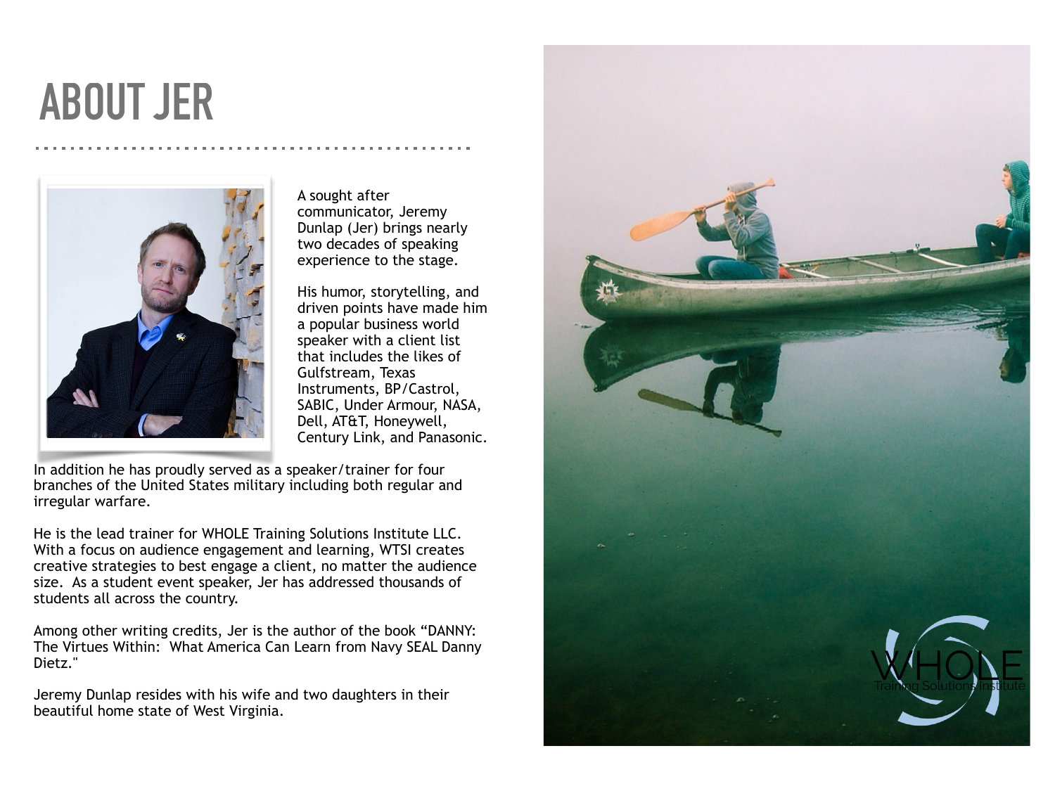# ABOUT JER

A sought after communicator, Jeremy Dunlap (Jer) brings nearly two decades of speaking experience to the stage.

His humor, storytelling, and driven points have made him a popular business world speaker with a client list that includes the likes of Gulfstream, Texas Instruments, BP/Castrol, SABIC, Under Armour, NASA, Dell, AT&T, Honeywell, Century Link, and Panasonic.

In addition he has proudly served as a speaker/trainer for four branches of the United States military including both regular and irregular warfare.

He is the lead trainer for WHOLE Training Solutions Institute LLC. With a focus on audience engagement and learning, WTSI creates creative strategies to best engage a client, no matter the audience size. As a student event speaker, Jer has addressed thousands of students all across the country.

Among other writing credits, Jer is the author of the book "DANNY: The Virtues Within: What America Can Learn from Navy SEAL Danny Dietz."

Jeremy Dunlap resides with his wife and two daughters in their beautiful home state of West Virginia.